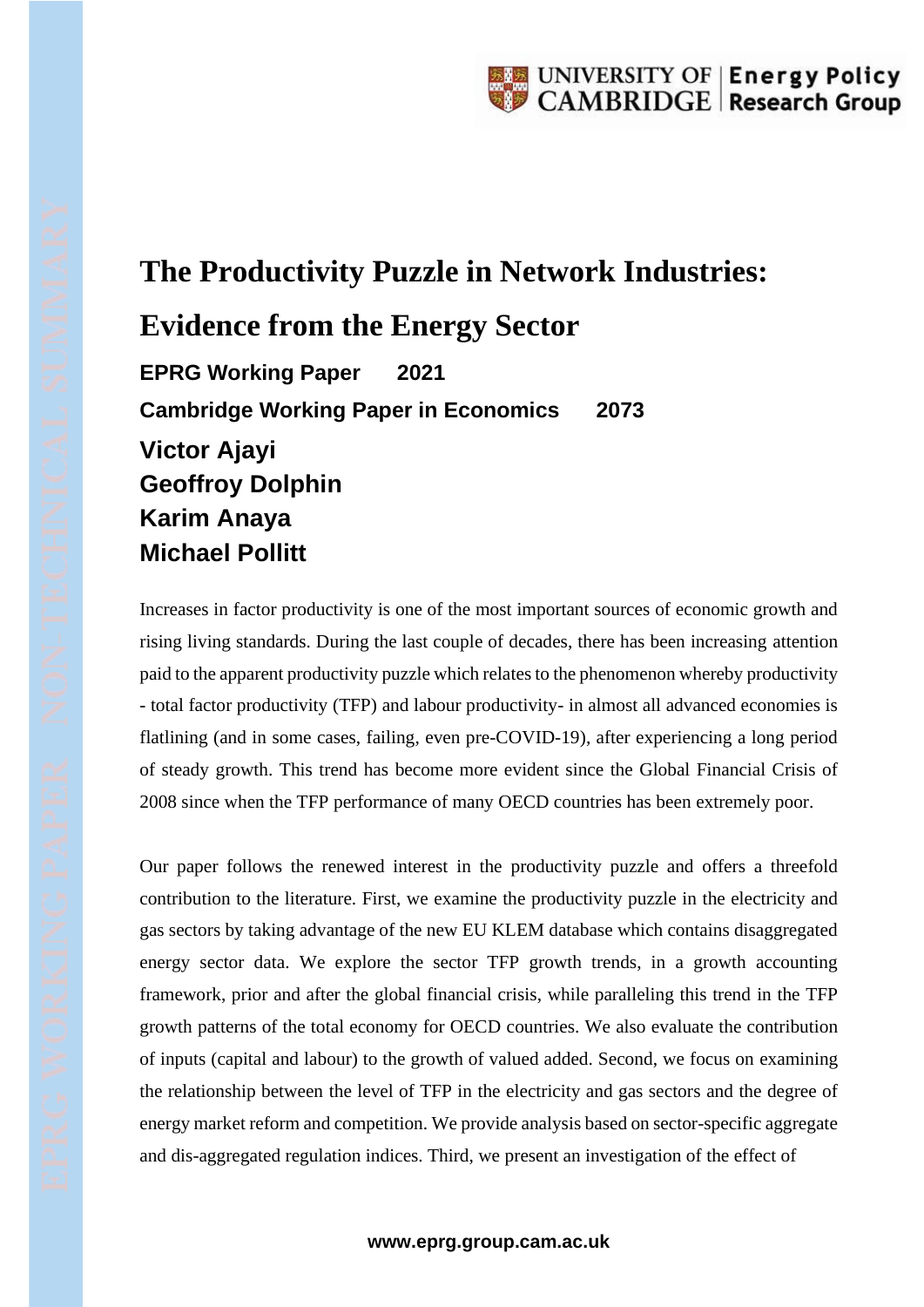# The Productivity Puzzle in Network Industries: Evidence from the Energy Sector

**EPRG Working Paper 2021**

**Cambridge Working Paper in Economics 2073**

## Victor Ajayi
## Geoffroy Dolphin
## Karim Anaya
## Michael Pollitt

Increases in factor productivity is one of the most important sources of economic growth and rising living standards. During the last couple of decades, there has been increasing attention paid to the apparent productivity puzzle which relates to the phenomenon whereby productivity - total factor productivity (TFP) and labour productivity- in almost all advanced economies is flatlining (and in some cases, failing, even pre-COVID-19), after experiencing a long period of steady growth. This trend has become more evident since the Global Financial Crisis of 2008 since when the TFP performance of many OECD countries has been extremely poor.

Our paper follows the renewed interest in the productivity puzzle and offers a threefold contribution to the literature. First, we examine the productivity puzzle in the electricity and gas sectors by taking advantage of the new EU KLEM database which contains disaggregated energy sector data. We explore the sector TFP growth trends, in a growth accounting framework, prior and after the global financial crisis, while paralleling this trend in the TFP growth patterns of the total economy for OECD countries. We also evaluate the contribution of inputs (capital and labour) to the growth of valued added. Second, we focus on examining the relationship between the level of TFP in the electricity and gas sectors and the degree of energy market reform and competition. We provide analysis based on sector-specific aggregate and dis-aggregated regulation indices. Third, we present an investigation of the effect of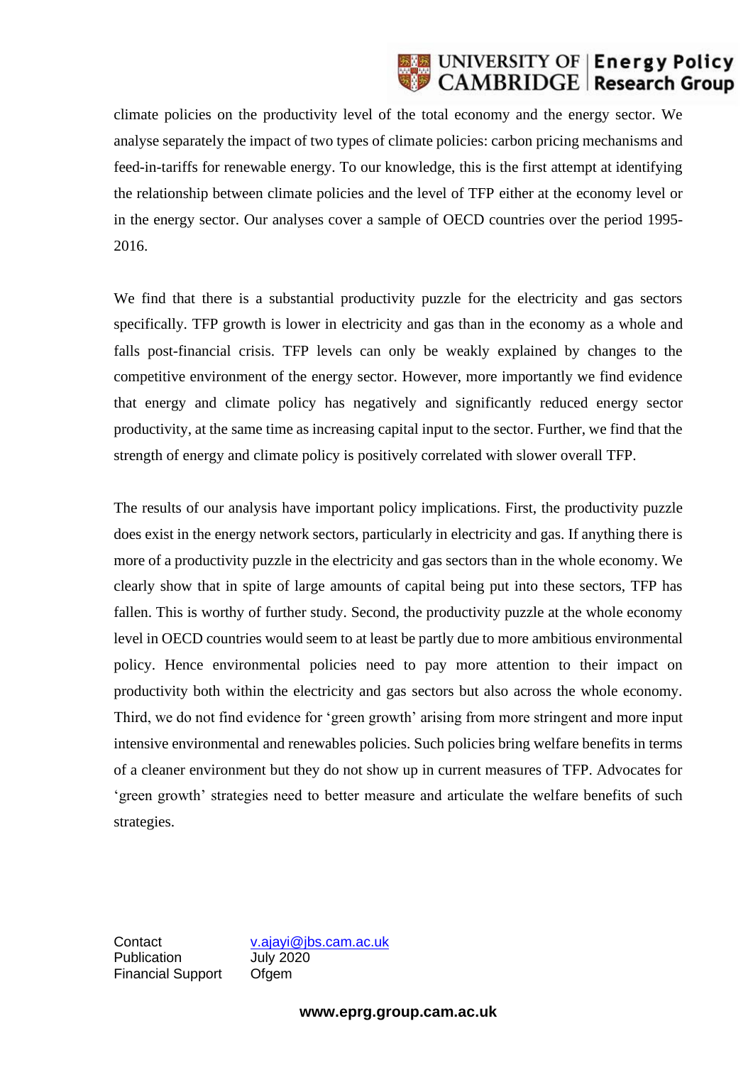climate policies on the productivity level of the total economy and the energy sector. We analyse separately the impact of two types of climate policies: carbon pricing mechanisms and feed-in-tariffs for renewable energy. To our knowledge, this is the first attempt at identifying the relationship between climate policies and the level of TFP either at the economy level or in the energy sector. Our analyses cover a sample of OECD countries over the period 1995-2016.

We find that there is a substantial productivity puzzle for the electricity and gas sectors specifically. TFP growth is lower in electricity and gas than in the economy as a whole and falls post-financial crisis. TFP levels can only be weakly explained by changes to the competitive environment of the energy sector. However, more importantly we find evidence that energy and climate policy has negatively and significantly reduced energy sector productivity, at the same time as increasing capital input to the sector. Further, we find that the strength of energy and climate policy is positively correlated with slower overall TFP.

The results of our analysis have important policy implications. First, the productivity puzzle does exist in the energy network sectors, particularly in electricity and gas. If anything there is more of a productivity puzzle in the electricity and gas sectors than in the whole economy. We clearly show that in spite of large amounts of capital being put into these sectors, TFP has fallen. This is worthy of further study. Second, the productivity puzzle at the whole economy level in OECD countries would seem to at least be partly due to more ambitious environmental policy. Hence environmental policies need to pay more attention to their impact on productivity both within the electricity and gas sectors but also across the whole economy. Third, we do not find evidence for 'green growth' arising from more stringent and more input intensive environmental and renewables policies. Such policies bring welfare benefits in terms of a cleaner environment but they do not show up in current measures of TFP. Advocates for 'green growth' strategies need to better measure and articulate the welfare benefits of such strategies.

| | |
|---|---|
| Contact | v.ajayi@jbs.cam.ac.uk |
| Publication | July 2020 |
| Financial Support | Ofgem |

www.eprg.group.cam.ac.uk